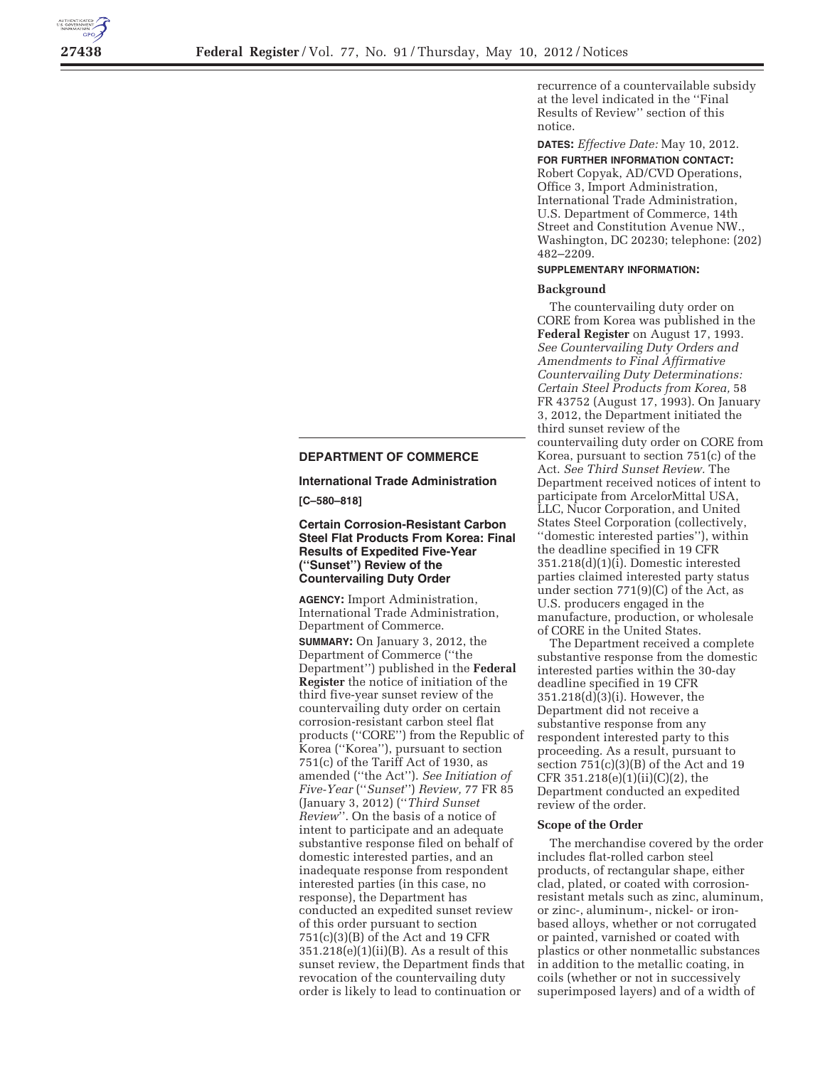## DEPARTMENT OF COMMERCE

### International Trade Administration

**[C–580–818]**

### Certain Corrosion-Resistant Carbon Steel Flat Products From Korea: Final Results of Expedited Five-Year ("Sunset") Review of the Countervailing Duty Order

**AGENCY:** Import Administration, International Trade Administration, Department of Commerce.

**SUMMARY:** On January 3, 2012, the Department of Commerce ("the Department") published in the **Federal Register** the notice of initiation of the third five-year sunset review of the countervailing duty order on certain corrosion-resistant carbon steel flat products ("CORE") from the Republic of Korea ("Korea"), pursuant to section 751(c) of the Tariff Act of 1930, as amended ("the Act"). *See Initiation of Five-Year* ("*Sunset*") *Review,* 77 FR 85 (January 3, 2012) ("*Third Sunset Review*". On the basis of a notice of intent to participate and an adequate substantive response filed on behalf of domestic interested parties, and an inadequate response from respondent interested parties (in this case, no response), the Department has conducted an expedited sunset review of this order pursuant to section 751(c)(3)(B) of the Act and 19 CFR 351.218(e)(1)(ii)(B). As a result of this sunset review, the Department finds that revocation of the countervailing duty order is likely to lead to continuation or recurrence of a countervailable subsidy at the level indicated in the "Final Results of Review" section of this notice.

**DATES:** *Effective Date:* May 10, 2012.

**FOR FURTHER INFORMATION CONTACT:** Robert Copyak, AD/CVD Operations, Office 3, Import Administration, International Trade Administration, U.S. Department of Commerce, 14th Street and Constitution Avenue NW., Washington, DC 20230; telephone: (202) 482–2209.

**SUPPLEMENTARY INFORMATION:**

#### Background

The countervailing duty order on CORE from Korea was published in the **Federal Register** on August 17, 1993. *See Countervailing Duty Orders and Amendments to Final Affirmative Countervailing Duty Determinations: Certain Steel Products from Korea,* 58 FR 43752 (August 17, 1993). On January 3, 2012, the Department initiated the third sunset review of the countervailing duty order on CORE from Korea, pursuant to section 751(c) of the Act. *See Third Sunset Review.* The Department received notices of intent to participate from ArcelorMittal USA, LLC, Nucor Corporation, and United States Steel Corporation (collectively, "domestic interested parties"), within the deadline specified in 19 CFR 351.218(d)(1)(i). Domestic interested parties claimed interested party status under section 771(9)(C) of the Act, as U.S. producers engaged in the manufacture, production, or wholesale of CORE in the United States.

The Department received a complete substantive response from the domestic interested parties within the 30-day deadline specified in 19 CFR 351.218(d)(3)(i). However, the Department did not receive a substantive response from any respondent interested party to this proceeding. As a result, pursuant to section 751(c)(3)(B) of the Act and 19 CFR 351.218(e)(1)(ii)(C)(2), the Department conducted an expedited review of the order.

#### Scope of the Order

The merchandise covered by the order includes flat-rolled carbon steel products, of rectangular shape, either clad, plated, or coated with corrosion-resistant metals such as zinc, aluminum, or zinc-, aluminum-, nickel- or iron-based alloys, whether or not corrugated or painted, varnished or coated with plastics or other nonmetallic substances in addition to the metallic coating, in coils (whether or not in successively superimposed layers) and of a width of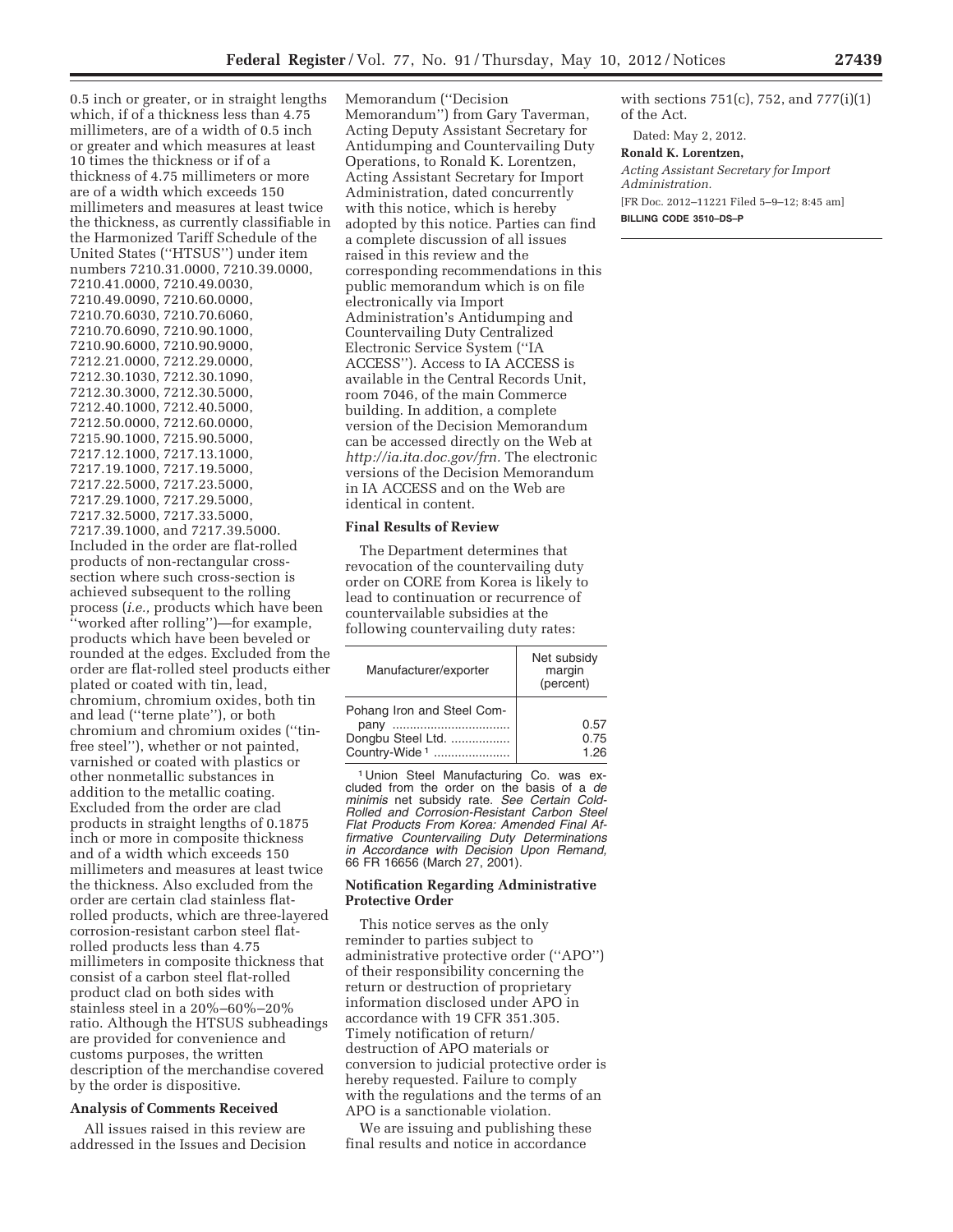0.5 inch or greater, or in straight lengths which, if of a thickness less than 4.75 millimeters, are of a width of 0.5 inch or greater and which measures at least 10 times the thickness or if of a thickness of 4.75 millimeters or more are of a width which exceeds 150 millimeters and measures at least twice the thickness, as currently classifiable in the Harmonized Tariff Schedule of the United States (''HTSUS'') under item numbers 7210.31.0000, 7210.39.0000, 7210.41.0000, 7210.49.0030, 7210.49.0090, 7210.60.0000, 7210.70.6030, 7210.70.6060, 7210.70.6090, 7210.90.1000, 7210.90.6000, 7210.90.9000, 7212.21.0000, 7212.29.0000, 7212.30.1030, 7212.30.1090, 7212.30.3000, 7212.30.5000, 7212.40.1000, 7212.40.5000, 7212.50.0000, 7212.60.0000, 7215.90.1000, 7215.90.5000, 7217.12.1000, 7217.13.1000, 7217.19.1000, 7217.19.5000, 7217.22.5000, 7217.23.5000, 7217.29.1000, 7217.29.5000, 7217.32.5000, 7217.33.5000, 7217.39.1000, and 7217.39.5000. Included in the order are flat-rolled products of non-rectangular cross-section where such cross-section is achieved subsequent to the rolling process (*i.e.,* products which have been ''worked after rolling'')—for example, products which have been beveled or rounded at the edges. Excluded from the order are flat-rolled steel products either plated or coated with tin, lead, chromium, chromium oxides, both tin and lead (''terne plate''), or both chromium and chromium oxides (''tin-free steel''), whether or not painted, varnished or coated with plastics or other nonmetallic substances in addition to the metallic coating. Excluded from the order are clad products in straight lengths of 0.1875 inch or more in composite thickness and of a width which exceeds 150 millimeters and measures at least twice the thickness. Also excluded from the order are certain clad stainless flat-rolled products, which are three-layered corrosion-resistant carbon steel flat-rolled products less than 4.75 millimeters in composite thickness that consist of a carbon steel flat-rolled product clad on both sides with stainless steel in a 20%–60%–20% ratio. Although the HTSUS subheadings are provided for convenience and customs purposes, the written description of the merchandise covered by the order is dispositive.

## Analysis of Comments Received

All issues raised in this review are addressed in the Issues and Decision Memorandum (''Decision Memorandum'') from Gary Taverman, Acting Deputy Assistant Secretary for Antidumping and Countervailing Duty Operations, to Ronald K. Lorentzen, Acting Assistant Secretary for Import Administration, dated concurrently with this notice, which is hereby adopted by this notice. Parties can find a complete discussion of all issues raised in this review and the corresponding recommendations in this public memorandum which is on file electronically via Import Administration's Antidumping and Countervailing Duty Centralized Electronic Service System (''IA ACCESS''). Access to IA ACCESS is available in the Central Records Unit, room 7046, of the main Commerce building. In addition, a complete version of the Decision Memorandum can be accessed directly on the Web at *http://ia.ita.doc.gov/frn.* The electronic versions of the Decision Memorandum in IA ACCESS and on the Web are identical in content.

## Final Results of Review

The Department determines that revocation of the countervailing duty order on CORE from Korea is likely to lead to continuation or recurrence of countervailable subsidies at the following countervailing duty rates:

| Manufacturer/exporter | Net subsidy margin (percent) |
|---|---|
| Pohang Iron and Steel Company | 0.57 |
| Dongbu Steel Ltd. | 0.75 |
| Country-Wide [1] | 1.26 |

[1] Union Steel Manufacturing Co. was excluded from the order on the basis of a *de minimis* net subsidy rate. *See Certain Cold-Rolled and Corrosion-Resistant Carbon Steel Flat Products From Korea: Amended Final Affirmative Countervailing Duty Determinations in Accordance with Decision Upon Remand,* 66 FR 16656 (March 27, 2001).

## Notification Regarding Administrative Protective Order

This notice serves as the only reminder to parties subject to administrative protective order (''APO'') of their responsibility concerning the return or destruction of proprietary information disclosed under APO in accordance with 19 CFR 351.305. Timely notification of return/destruction of APO materials or conversion to judicial protective order is hereby requested. Failure to comply with the regulations and the terms of an APO is a sanctionable violation.

We are issuing and publishing these final results and notice in accordance with sections 751(c), 752, and 777(i)(1) of the Act.

Dated: May 2, 2012.

**Ronald K. Lorentzen,**

*Acting Assistant Secretary for Import Administration.*

[FR Doc. 2012–11221 Filed 5–9–12; 8:45 am]

**BILLING CODE 3510–DS–P**